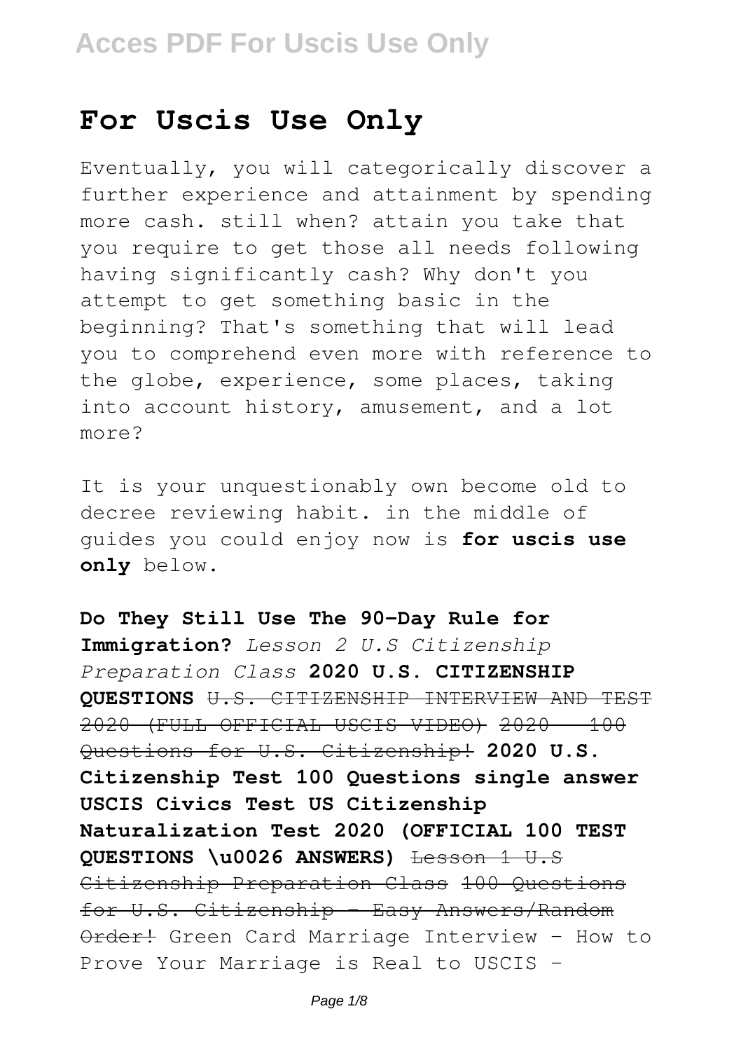# For Uscis Use Only

Eventually, you will categorically discover a further experience and attainment by spending more cash. still when? attain you take that you require to get those all needs following having significantly cash? Why don't you attempt to get something basic in the beginning? That's something that will lead you to comprehend even more with reference to the globe, experience, some places, taking into account history, amusement, and a lot more?

It is your unquestionably own become old to decree reviewing habit. in the middle of guides you could enjoy now is **for uscis use only** below.

**Do They Still Use The 90-Day Rule for Immigration?** *Lesson 2 U.S Citizenship Preparation Class* **2020 U.S. CITIZENSHIP QUESTIONS** ~~U.S. CITIZENSHIP INTERVIEW AND TEST 2020 (FULL OFFICIAL USCIS VIDEO)~~ ~~2020 - 100 Questions for U.S. Citizenship!~~ **2020 U.S. Citizenship Test 100 Questions single answer USCIS Civics Test US Citizenship Naturalization Test 2020 (OFFICIAL 100 TEST QUESTIONS \u0026 ANSWERS)** ~~Lesson 1 U.S Citizenship Preparation Class~~ ~~100 Questions for U.S. Citizenship - Easy Answers/Random Order!~~ Green Card Marriage Interview - How to Prove Your Marriage is Real to USCIS -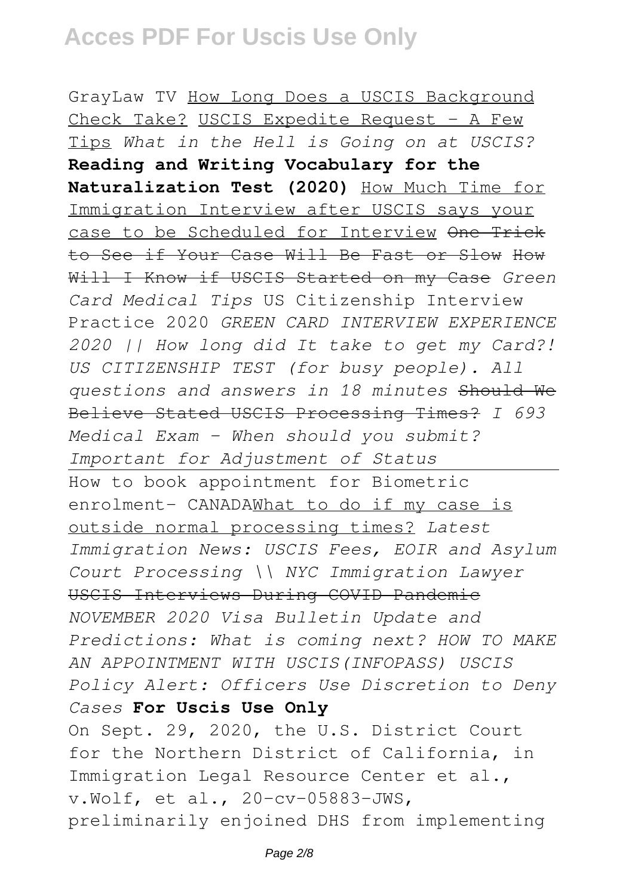GrayLaw TV How Long Does a USCIS Background Check Take? USCIS Expedite Request - A Few Tips *What in the Hell is Going on at USCIS?* **Reading and Writing Vocabulary for the Naturalization Test (2020)** How Much Time for Immigration Interview after USCIS says your case to be Scheduled for Interview ~~One Trick to See if Your Case Will Be Fast or Slow~~ How Will I Know if USCIS Started on my Case *Green Card Medical Tips* US Citizenship Interview Practice 2020 *GREEN CARD INTERVIEW EXPERIENCE 2020 || How long did It take to get my Card?! US CITIZENSHIP TEST (for busy people). All questions and answers in 18 minutes* ~~Should We Believe Stated USCIS Processing Times?~~ *I 693 Medical Exam - When should you submit? Important for Adjustment of Status*

How to book appointment for Biometric enrolment- CANADAWhat to do if my case is outside normal processing times? *Latest Immigration News: USCIS Fees, EOIR and Asylum Court Processing \\ NYC Immigration Lawyer* ~~USCIS Interviews During COVID Pandemic~~ *NOVEMBER 2020 Visa Bulletin Update and Predictions: What is coming next? HOW TO MAKE AN APPOINTMENT WITH USCIS(INFOPASS) USCIS Policy Alert: Officers Use Discretion to Deny Cases* **For Uscis Use Only**

On Sept. 29, 2020, the U.S. District Court for the Northern District of California, in Immigration Legal Resource Center et al., v.Wolf, et al., 20-cv-05883-JWS, preliminarily enjoined DHS from implementing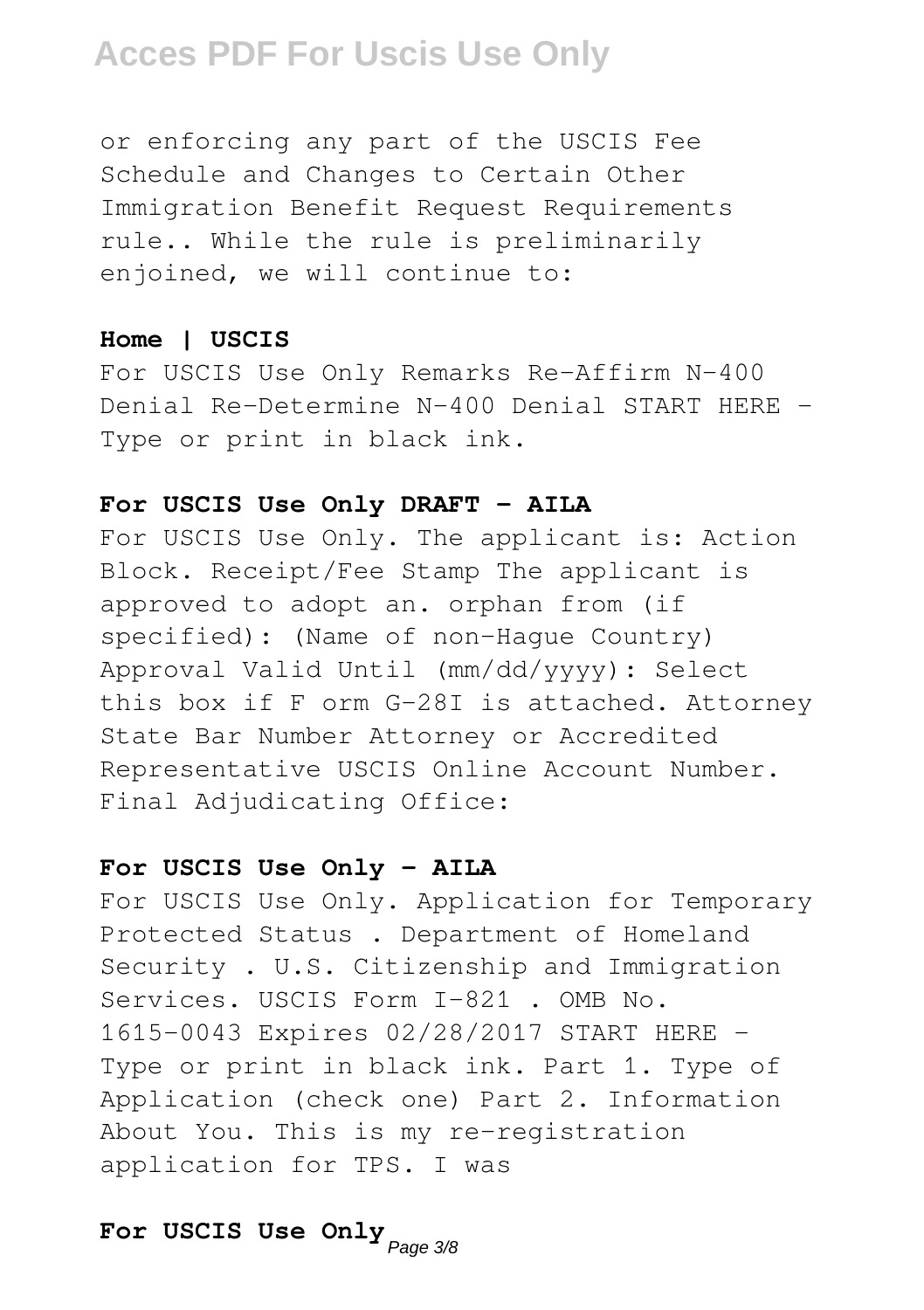or enforcing any part of the USCIS Fee Schedule and Changes to Certain Other Immigration Benefit Request Requirements rule.. While the rule is preliminarily enjoined, we will continue to:

**Home | USCIS**

For USCIS Use Only Remarks Re-Affirm N-400 Denial Re-Determine N-400 Denial START HERE - Type or print in black ink.

**For USCIS Use Only DRAFT - AILA**

For USCIS Use Only. The applicant is: Action Block. Receipt/Fee Stamp The applicant is approved to adopt an. orphan from (if specified): (Name of non-Hague Country) Approval Valid Until (mm/dd/yyyy): Select this box if F orm G-28I is attached. Attorney State Bar Number Attorney or Accredited Representative USCIS Online Account Number. Final Adjudicating Office:

**For USCIS Use Only - AILA**

For USCIS Use Only. Application for Temporary Protected Status . Department of Homeland Security . U.S. Citizenship and Immigration Services. USCIS Form I-821 . OMB No. 1615-0043 Expires 02/28/2017 START HERE - Type or print in black ink. Part 1. Type of Application (check one) Part 2. Information About You. This is my re-registration application for TPS. I was

**For USCIS Use Only**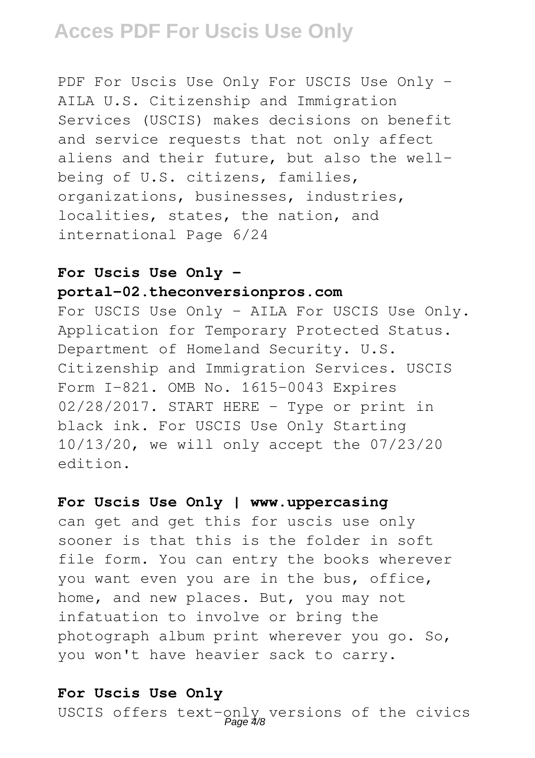PDF For Uscis Use Only For USCIS Use Only - AILA U.S. Citizenship and Immigration Services (USCIS) makes decisions on benefit and service requests that not only affect aliens and their future, but also the well-being of U.S. citizens, families, organizations, businesses, industries, localities, states, the nation, and international Page 6/24

### For Uscis Use Only - portal-02.theconversionpros.com

For USCIS Use Only - AILA For USCIS Use Only. Application for Temporary Protected Status. Department of Homeland Security. U.S. Citizenship and Immigration Services. USCIS Form I-821. OMB No. 1615-0043 Expires 02/28/2017. START HERE - Type or print in black ink. For USCIS Use Only Starting 10/13/20, we will only accept the 07/23/20 edition.

### For Uscis Use Only | www.uppercasing

can get and get this for uscis use only sooner is that this is the folder in soft file form. You can entry the books wherever you want even you are in the bus, office, home, and new places. But, you may not infatuation to involve or bring the photograph album print wherever you go. So, you won't have heavier sack to carry.

### For Uscis Use Only

USCIS offers text-only versions of the civics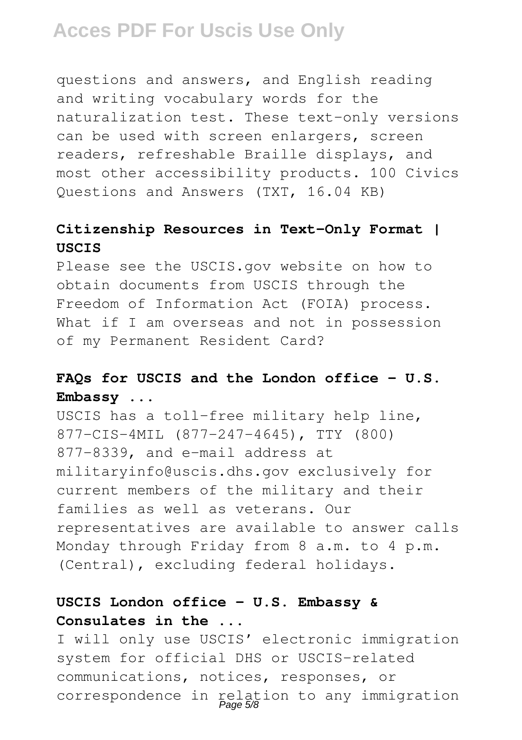questions and answers, and English reading and writing vocabulary words for the naturalization test. These text-only versions can be used with screen enlargers, screen readers, refreshable Braille displays, and most other accessibility products. 100 Civics Questions and Answers (TXT, 16.04 KB)

### Citizenship Resources in Text-Only Format | USCIS

Please see the USCIS.gov website on how to obtain documents from USCIS through the Freedom of Information Act (FOIA) process. What if I am overseas and not in possession of my Permanent Resident Card?

### FAQs for USCIS and the London office - U.S. Embassy ...

USCIS has a toll-free military help line, 877-CIS-4MIL (877-247-4645), TTY (800) 877-8339, and e-mail address at militaryinfo@uscis.dhs.gov exclusively for current members of the military and their families as well as veterans. Our representatives are available to answer calls Monday through Friday from 8 a.m. to 4 p.m. (Central), excluding federal holidays.

### USCIS London office - U.S. Embassy & Consulates in the ...

I will only use USCIS' electronic immigration system for official DHS or USCIS-related communications, notices, responses, or correspondence in relation to any immigration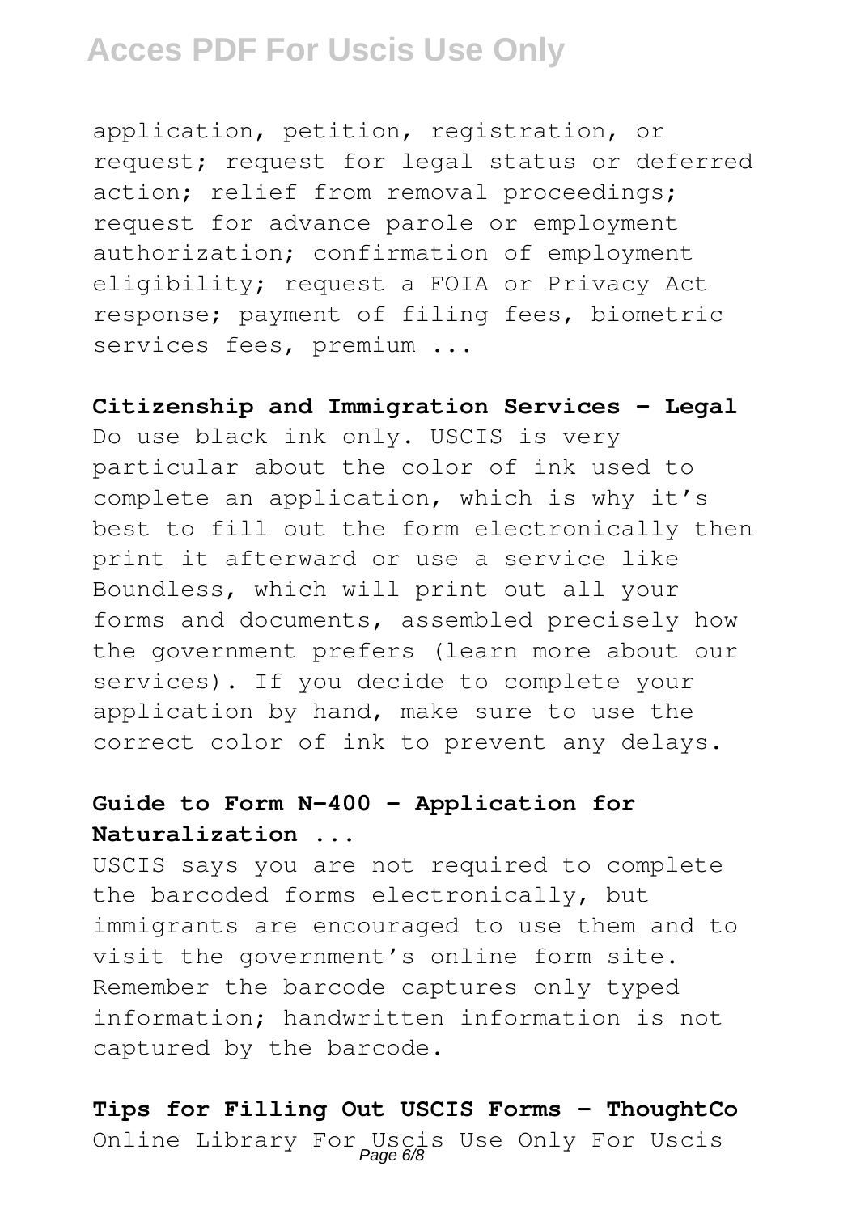application, petition, registration, or request; request for legal status or deferred action; relief from removal proceedings; request for advance parole or employment authorization; confirmation of employment eligibility; request a FOIA or Privacy Act response; payment of filing fees, biometric services fees, premium ...

**Citizenship and Immigration Services - Legal**

Do use black ink only. USCIS is very particular about the color of ink used to complete an application, which is why it's best to fill out the form electronically then print it afterward or use a service like Boundless, which will print out all your forms and documents, assembled precisely how the government prefers (learn more about our services). If you decide to complete your application by hand, make sure to use the correct color of ink to prevent any delays.

**Guide to Form N-400 - Application for Naturalization ...**

USCIS says you are not required to complete the barcoded forms electronically, but immigrants are encouraged to use them and to visit the government's online form site. Remember the barcode captures only typed information; handwritten information is not captured by the barcode.

**Tips for Filling Out USCIS Forms - ThoughtCo**

Online Library For Uscis Use Only For Uscis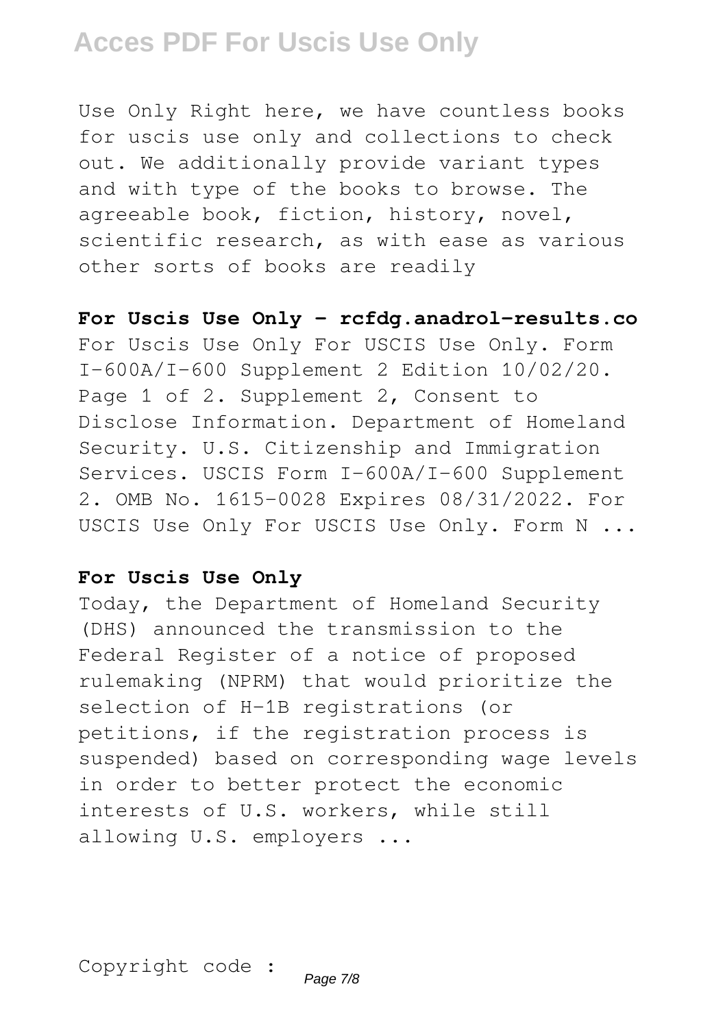Use Only Right here, we have countless books for uscis use only and collections to check out. We additionally provide variant types and with type of the books to browse. The agreeable book, fiction, history, novel, scientific research, as with ease as various other sorts of books are readily

**For Uscis Use Only - rcfdg.anadrol-results.co**

For Uscis Use Only For USCIS Use Only. Form I-600A/I-600 Supplement 2 Edition 10/02/20. Page 1 of 2. Supplement 2, Consent to Disclose Information. Department of Homeland Security. U.S. Citizenship and Immigration Services. USCIS Form I-600A/I-600 Supplement 2. OMB No. 1615-0028 Expires 08/31/2022. For USCIS Use Only For USCIS Use Only. Form N ...

**For Uscis Use Only**

Today, the Department of Homeland Security (DHS) announced the transmission to the Federal Register of a notice of proposed rulemaking (NPRM) that would prioritize the selection of H-1B registrations (or petitions, if the registration process is suspended) based on corresponding wage levels in order to better protect the economic interests of U.S. workers, while still allowing U.S. employers ...

Copyright code :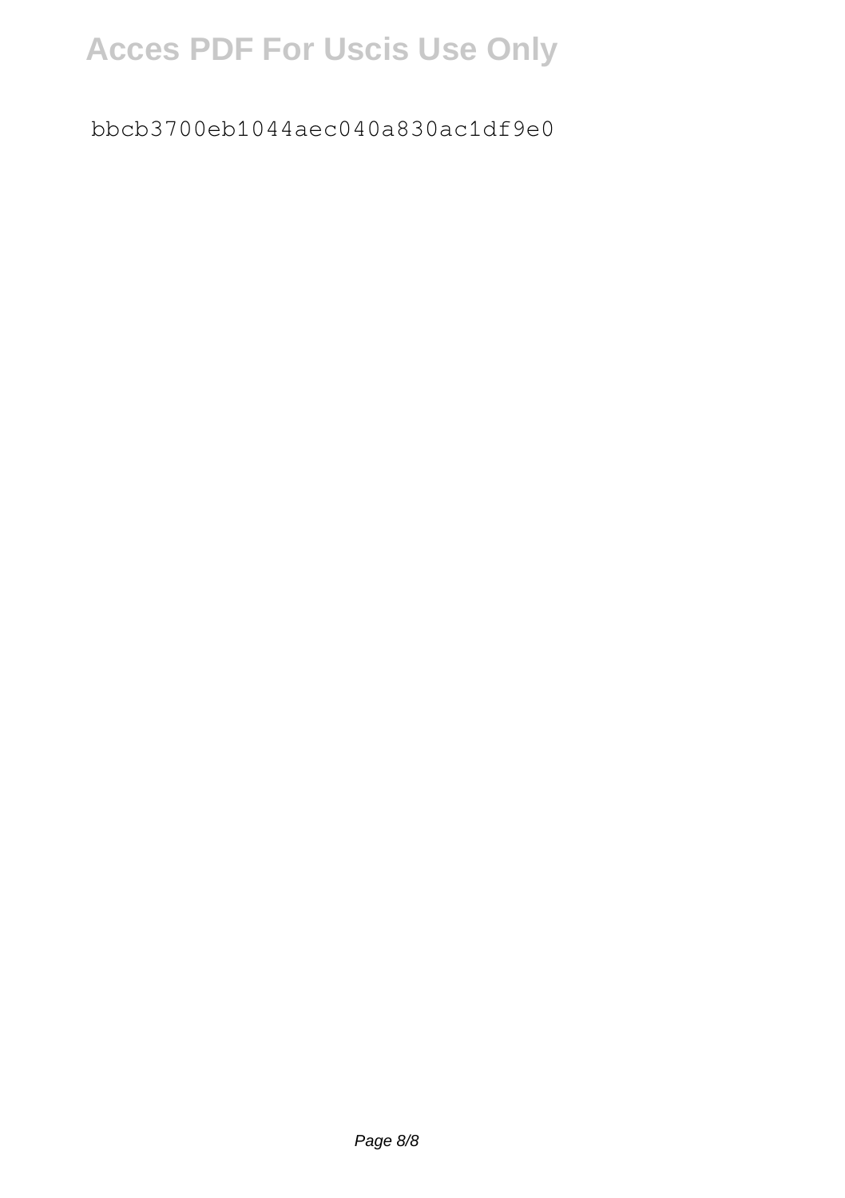bbcb3700eb1044aec040a830ac1df9e0